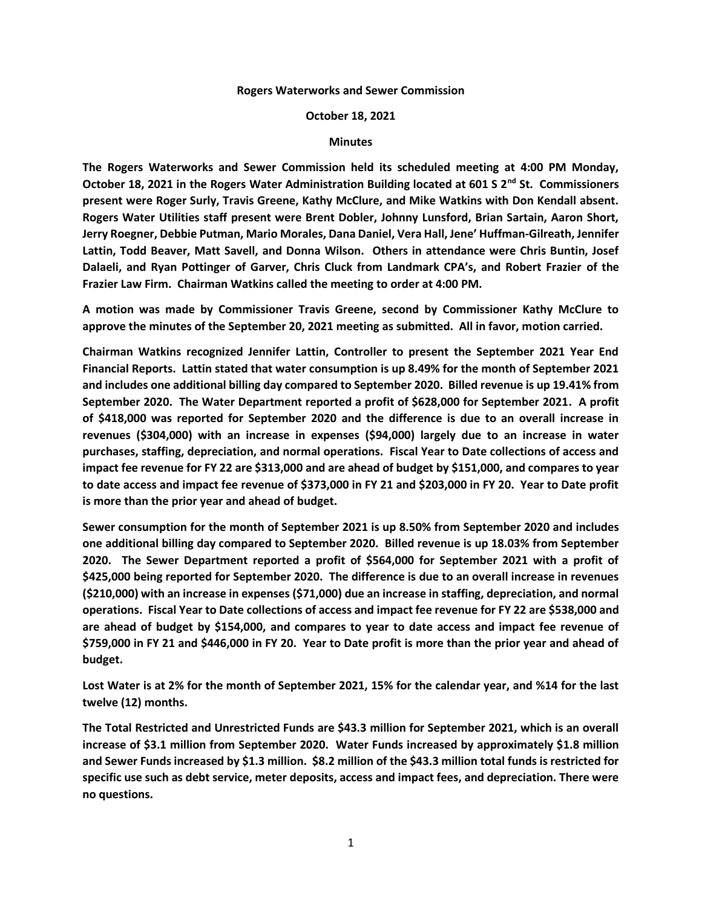**Rogers Waterworks and Sewer Commission**

**October 18, 2021**

**Minutes**

**The Rogers Waterworks and Sewer Commission held its scheduled meeting at 4:00 PM Monday, October 18, 2021 in the Rogers Water Administration Building located at 601 S 2nd St. Commissioners present were Roger Surly, Travis Greene, Kathy McClure, and Mike Watkins with Don Kendall absent. Rogers Water Utilities staff present were Brent Dobler, Johnny Lunsford, Brian Sartain, Aaron Short, Jerry Roegner, Debbie Putman, Mario Morales, Dana Daniel, Vera Hall, Jene' Huffman-Gilreath, Jennifer Lattin, Todd Beaver, Matt Savell, and Donna Wilson. Others in attendance were Chris Buntin, Josef Dalaeli, and Ryan Pottinger of Garver, Chris Cluck from Landmark CPA's, and Robert Frazier of the Frazier Law Firm. Chairman Watkins called the meeting to order at 4:00 PM.**

**A motion was made by Commissioner Travis Greene, second by Commissioner Kathy McClure to approve the minutes of the September 20, 2021 meeting as submitted. All in favor, motion carried.**

**Chairman Watkins recognized Jennifer Lattin, Controller to present the September 2021 Year End Financial Reports. Lattin stated that water consumption is up 8.49% for the month of September 2021 and includes one additional billing day compared to September 2020. Billed revenue is up 19.41% from September 2020. The Water Department reported a profit of $628,000 for September 2021. A profit of $418,000 was reported for September 2020 and the difference is due to an overall increase in revenues ($304,000) with an increase in expenses ($94,000) largely due to an increase in water purchases, staffing, depreciation, and normal operations. Fiscal Year to Date collections of access and impact fee revenue for FY 22 are $313,000 and are ahead of budget by $151,000, and compares to year to date access and impact fee revenue of $373,000 in FY 21 and $203,000 in FY 20. Year to Date profit is more than the prior year and ahead of budget.**

**Sewer consumption for the month of September 2021 is up 8.50% from September 2020 and includes one additional billing day compared to September 2020. Billed revenue is up 18.03% from September 2020. The Sewer Department reported a profit of $564,000 for September 2021 with a profit of $425,000 being reported for September 2020. The difference is due to an overall increase in revenues ($210,000) with an increase in expenses ($71,000) due an increase in staffing, depreciation, and normal operations. Fiscal Year to Date collections of access and impact fee revenue for FY 22 are $538,000 and are ahead of budget by $154,000, and compares to year to date access and impact fee revenue of $759,000 in FY 21 and $446,000 in FY 20. Year to Date profit is more than the prior year and ahead of budget.**

**Lost Water is at 2% for the month of September 2021, 15% for the calendar year, and %14 for the last twelve (12) months.**

**The Total Restricted and Unrestricted Funds are $43.3 million for September 2021, which is an overall increase of $3.1 million from September 2020. Water Funds increased by approximately $1.8 million and Sewer Funds increased by $1.3 million. $8.2 million of the $43.3 million total funds is restricted for specific use such as debt service, meter deposits, access and impact fees, and depreciation. There were no questions.**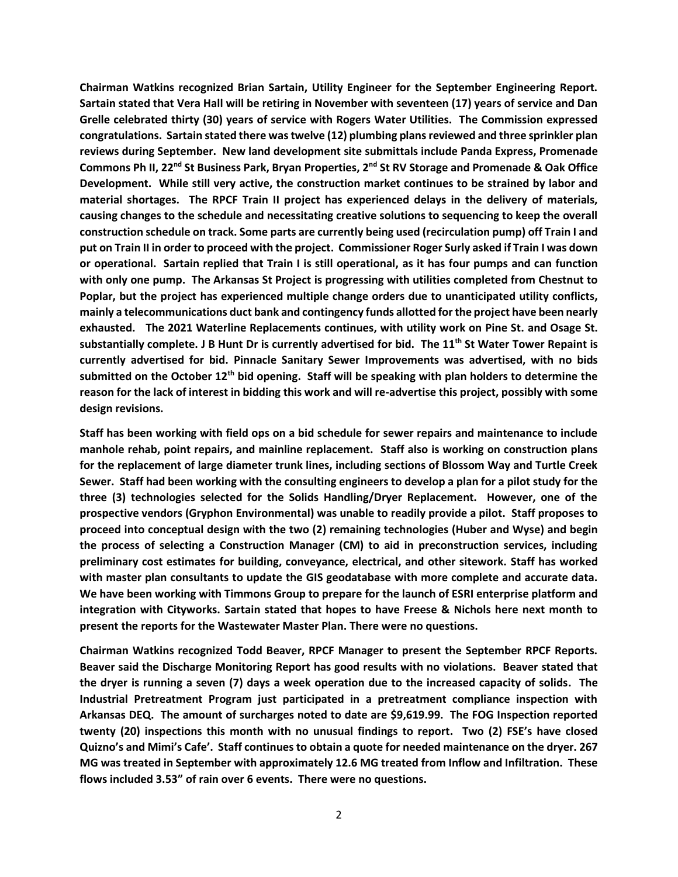**Chairman Watkins recognized Brian Sartain, Utility Engineer for the September Engineering Report. Sartain stated that Vera Hall will be retiring in November with seventeen (17) years of service and Dan Grelle celebrated thirty (30) years of service with Rogers Water Utilities. The Commission expressed congratulations. Sartain stated there was twelve (12) plumbing plans reviewed and three sprinkler plan reviews during September. New land development site submittals include Panda Express, Promenade Commons Ph II, 22nd St Business Park, Bryan Properties, 2nd St RV Storage and Promenade & Oak Office Development. While still very active, the construction market continues to be strained by labor and material shortages. The RPCF Train II project has experienced delays in the delivery of materials, causing changes to the schedule and necessitating creative solutions to sequencing to keep the overall construction schedule on track. Some parts are currently being used (recirculation pump) off Train I and put on Train II in order to proceed with the project. Commissioner Roger Surly asked if Train I was down or operational. Sartain replied that Train I is still operational, as it has four pumps and can function with only one pump. The Arkansas St Project is progressing with utilities completed from Chestnut to Poplar, but the project has experienced multiple change orders due to unanticipated utility conflicts, mainly a telecommunications duct bank and contingency funds allotted for the project have been nearly exhausted. The 2021 Waterline Replacements continues, with utility work on Pine St. and Osage St. substantially complete. J B Hunt Dr is currently advertised for bid. The 11th St Water Tower Repaint is currently advertised for bid. Pinnacle Sanitary Sewer Improvements was advertised, with no bids submitted on the October 12th bid opening. Staff will be speaking with plan holders to determine the reason for the lack of interest in bidding this work and will re-advertise this project, possibly with some design revisions.**

**Staff has been working with field ops on a bid schedule for sewer repairs and maintenance to include manhole rehab, point repairs, and mainline replacement. Staff also is working on construction plans for the replacement of large diameter trunk lines, including sections of Blossom Way and Turtle Creek Sewer. Staff had been working with the consulting engineers to develop a plan for a pilot study for the three (3) technologies selected for the Solids Handling/Dryer Replacement. However, one of the prospective vendors (Gryphon Environmental) was unable to readily provide a pilot. Staff proposes to proceed into conceptual design with the two (2) remaining technologies (Huber and Wyse) and begin the process of selecting a Construction Manager (CM) to aid in preconstruction services, including preliminary cost estimates for building, conveyance, electrical, and other sitework. Staff has worked with master plan consultants to update the GIS geodatabase with more complete and accurate data. We have been working with Timmons Group to prepare for the launch of ESRI enterprise platform and integration with Cityworks. Sartain stated that hopes to have Freese & Nichols here next month to present the reports for the Wastewater Master Plan. There were no questions.**

**Chairman Watkins recognized Todd Beaver, RPCF Manager to present the September RPCF Reports. Beaver said the Discharge Monitoring Report has good results with no violations. Beaver stated that the dryer is running a seven (7) days a week operation due to the increased capacity of solids. The Industrial Pretreatment Program just participated in a pretreatment compliance inspection with Arkansas DEQ. The amount of surcharges noted to date are $9,619.99. The FOG Inspection reported twenty (20) inspections this month with no unusual findings to report. Two (2) FSE's have closed Quizno's and Mimi's Cafe'. Staff continues to obtain a quote for needed maintenance on the dryer. 267 MG was treated in September with approximately 12.6 MG treated from Inflow and Infiltration. These flows included 3.53" of rain over 6 events. There were no questions.**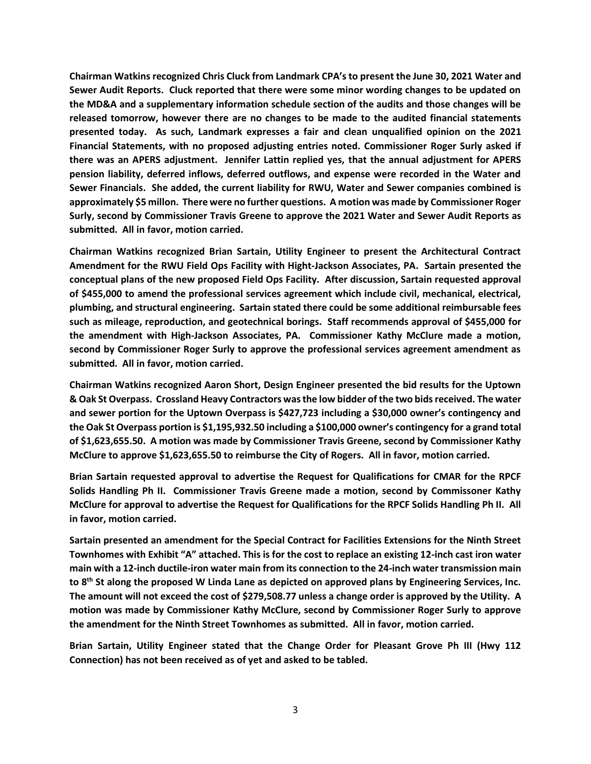**Chairman Watkins recognized Chris Cluck from Landmark CPA's to present the June 30, 2021 Water and Sewer Audit Reports. Cluck reported that there were some minor wording changes to be updated on the MD&A and a supplementary information schedule section of the audits and those changes will be released tomorrow, however there are no changes to be made to the audited financial statements presented today. As such, Landmark expresses a fair and clean unqualified opinion on the 2021 Financial Statements, with no proposed adjusting entries noted. Commissioner Roger Surly asked if there was an APERS adjustment. Jennifer Lattin replied yes, that the annual adjustment for APERS pension liability, deferred inflows, deferred outflows, and expense were recorded in the Water and Sewer Financials. She added, the current liability for RWU, Water and Sewer companies combined is approximately $5 millon. There were no further questions. A motion was made by Commissioner Roger Surly, second by Commissioner Travis Greene to approve the 2021 Water and Sewer Audit Reports as submitted. All in favor, motion carried.**

**Chairman Watkins recognized Brian Sartain, Utility Engineer to present the Architectural Contract Amendment for the RWU Field Ops Facility with Hight-Jackson Associates, PA. Sartain presented the conceptual plans of the new proposed Field Ops Facility. After discussion, Sartain requested approval of $455,000 to amend the professional services agreement which include civil, mechanical, electrical, plumbing, and structural engineering. Sartain stated there could be some additional reimbursable fees such as mileage, reproduction, and geotechnical borings. Staff recommends approval of $455,000 for the amendment with High-Jackson Associates, PA. Commissioner Kathy McClure made a motion, second by Commissioner Roger Surly to approve the professional services agreement amendment as submitted. All in favor, motion carried.**

**Chairman Watkins recognized Aaron Short, Design Engineer presented the bid results for the Uptown & Oak St Overpass. Crossland Heavy Contractors was the low bidder of the two bids received. The water and sewer portion for the Uptown Overpass is $427,723 including a $30,000 owner's contingency and the Oak St Overpass portion is $1,195,932.50 including a $100,000 owner's contingency for a grand total of $1,623,655.50. A motion was made by Commissioner Travis Greene, second by Commissioner Kathy McClure to approve $1,623,655.50 to reimburse the City of Rogers. All in favor, motion carried.**

**Brian Sartain requested approval to advertise the Request for Qualifications for CMAR for the RPCF Solids Handling Ph II. Commissioner Travis Greene made a motion, second by Commissoner Kathy McClure for approval to advertise the Request for Qualifications for the RPCF Solids Handling Ph II. All in favor, motion carried.**

**Sartain presented an amendment for the Special Contract for Facilities Extensions for the Ninth Street Townhomes with Exhibit "A" attached. This is for the cost to replace an existing 12-inch cast iron water main with a 12-inch ductile-iron water main from its connection to the 24-inch water transmission main to 8th St along the proposed W Linda Lane as depicted on approved plans by Engineering Services, Inc. The amount will not exceed the cost of $279,508.77 unless a change order is approved by the Utility. A motion was made by Commissioner Kathy McClure, second by Commissioner Roger Surly to approve the amendment for the Ninth Street Townhomes as submitted. All in favor, motion carried.**

**Brian Sartain, Utility Engineer stated that the Change Order for Pleasant Grove Ph III (Hwy 112 Connection) has not been received as of yet and asked to be tabled.**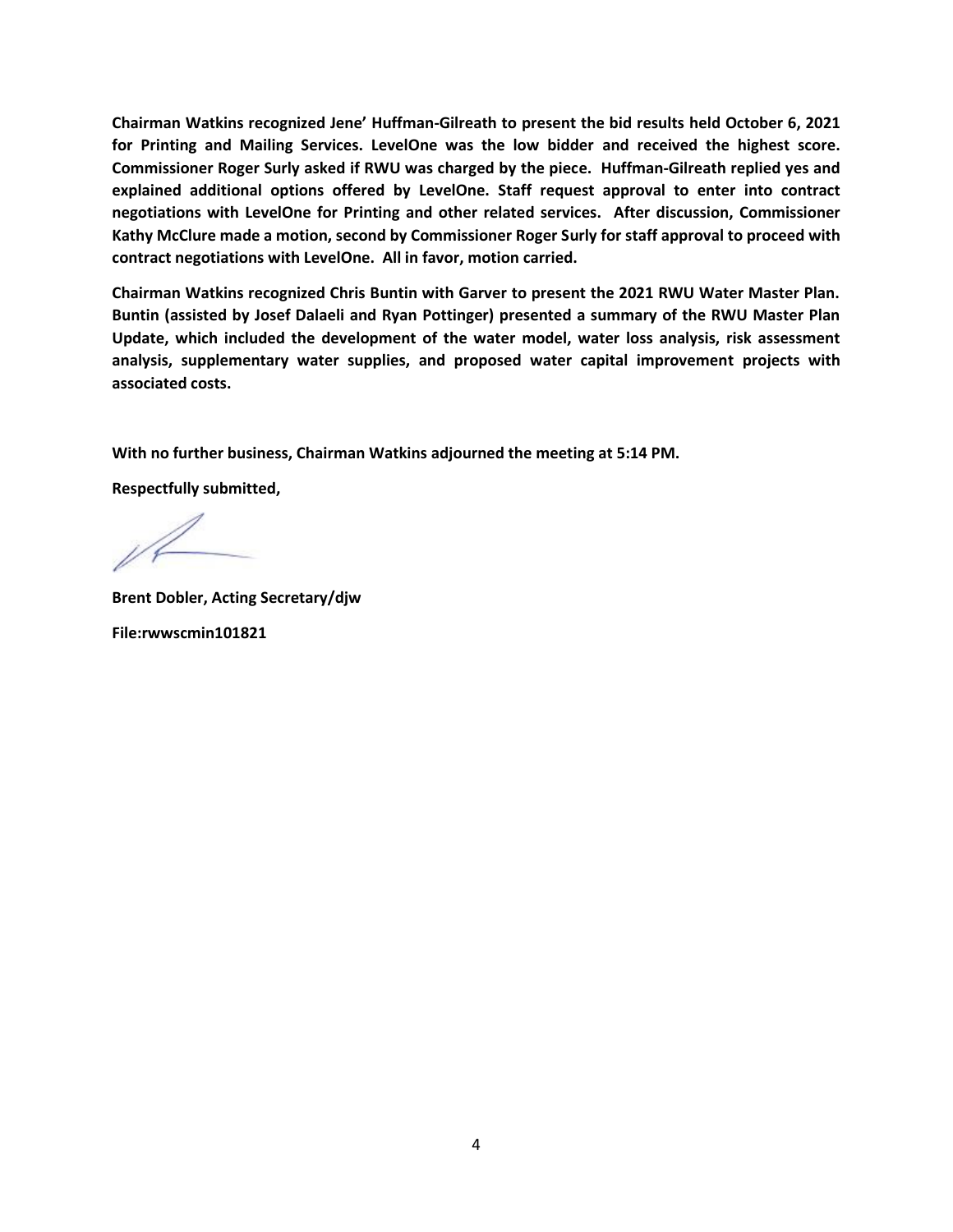**Chairman Watkins recognized Jene' Huffman-Gilreath to present the bid results held October 6, 2021 for Printing and Mailing Services. LevelOne was the low bidder and received the highest score. Commissioner Roger Surly asked if RWU was charged by the piece. Huffman-Gilreath replied yes and explained additional options offered by LevelOne. Staff request approval to enter into contract negotiations with LevelOne for Printing and other related services. After discussion, Commissioner Kathy McClure made a motion, second by Commissioner Roger Surly for staff approval to proceed with contract negotiations with LevelOne. All in favor, motion carried.**

**Chairman Watkins recognized Chris Buntin with Garver to present the 2021 RWU Water Master Plan. Buntin (assisted by Josef Dalaeli and Ryan Pottinger) presented a summary of the RWU Master Plan Update, which included the development of the water model, water loss analysis, risk assessment analysis, supplementary water supplies, and proposed water capital improvement projects with associated costs.**

**With no further business, Chairman Watkins adjourned the meeting at 5:14 PM.**

**Respectfully submitted,**

**Brent Dobler, Acting Secretary/djw**

**File:rwwscmin101821**